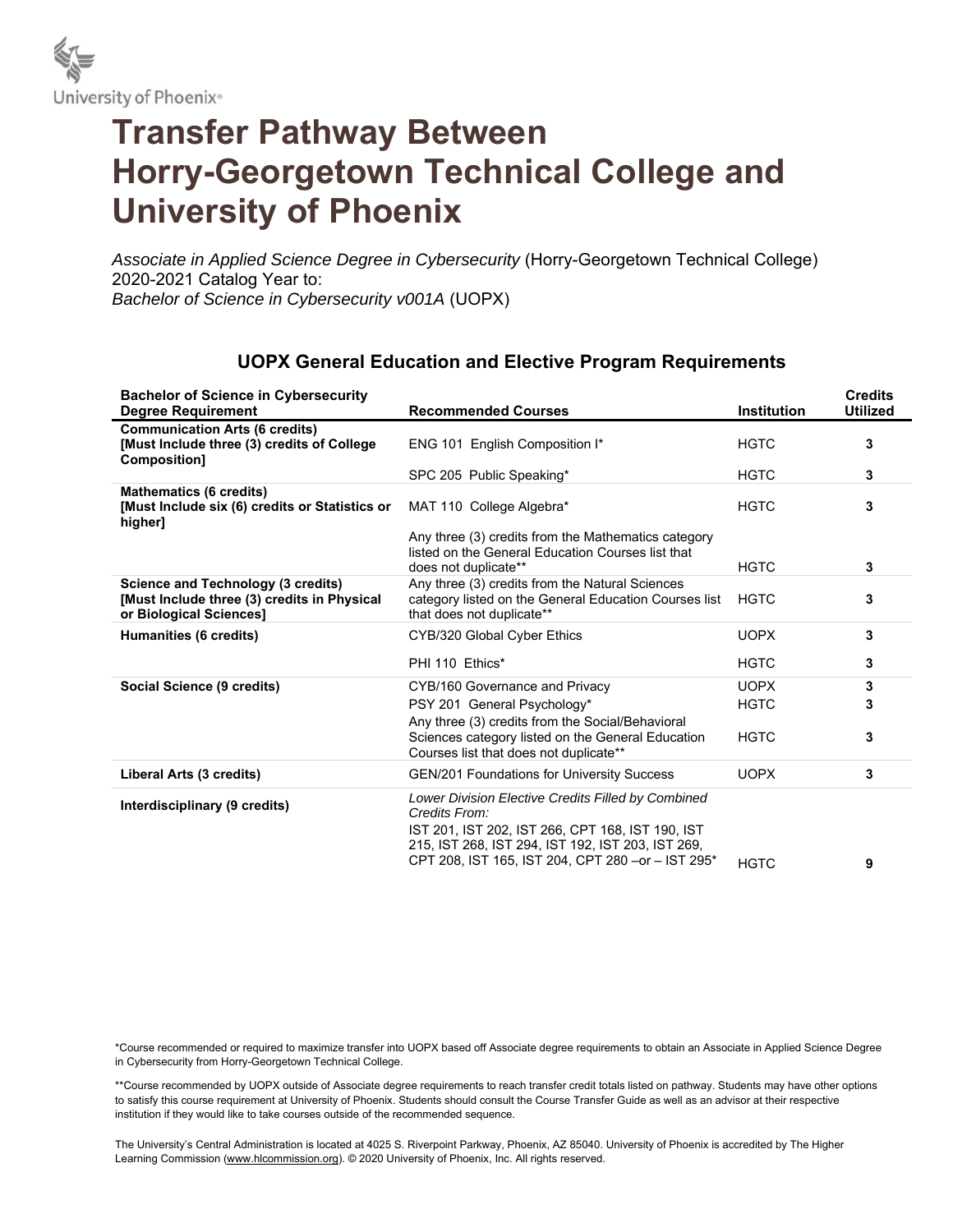University of Phoenix®

# Transfer Pathway Between Horry-Georgetown Technical College and University of Phoenix

*Associate in Applied Science Degree in Cybersecurity* (Horry-Georgetown Technical College) 2020-2021 Catalog Year to:
*Bachelor of Science in Cybersecurity v001A* (UOPX)

## UOPX General Education and Elective Program Requirements

| Bachelor of Science in Cybersecurity Degree Requirement | Recommended Courses | Institution | Credits Utilized |
|---|---|---|---|
| **Communication Arts (6 credits) [Must Include three (3) credits of College Composition]** | ENG 101 English Composition I* | HGTC | 3 |
| | SPC 205 Public Speaking* | HGTC | 3 |
| **Mathematics (6 credits) [Must Include six (6) credits or Statistics or higher]** | MAT 110 College Algebra* | HGTC | 3 |
| | Any three (3) credits from the Mathematics category listed on the General Education Courses list that does not duplicate** | HGTC | 3 |
| **Science and Technology (3 credits) [Must Include three (3) credits in Physical or Biological Sciences]** | Any three (3) credits from the Natural Sciences category listed on the General Education Courses list that does not duplicate** | HGTC | 3 |
| **Humanities (6 credits)** | CYB/320 Global Cyber Ethics | UOPX | 3 |
| | PHI 110 Ethics* | HGTC | 3 |
| **Social Science (9 credits)** | CYB/160 Governance and Privacy | UOPX | 3 |
| | PSY 201 General Psychology* | HGTC | 3 |
| | Any three (3) credits from the Social/Behavioral Sciences category listed on the General Education Courses list that does not duplicate** | HGTC | 3 |
| **Liberal Arts (3 credits)** | GEN/201 Foundations for University Success | UOPX | 3 |
| **Interdisciplinary (9 credits)** | *Lower Division Elective Credits Filled by Combined Credits From:* IST 201, IST 202, IST 266, CPT 168, IST 190, IST 215, IST 268, IST 294, IST 192, IST 203, IST 269, CPT 208, IST 165, IST 204, CPT 280 –or – IST 295* | HGTC | 9 |

*Course recommended or required to maximize transfer into UOPX based off Associate degree requirements to obtain an Associate in Applied Science Degree in Cybersecurity from Horry-Georgetown Technical College.

**Course recommended by UOPX outside of Associate degree requirements to reach transfer credit totals listed on pathway. Students may have other options to satisfy this course requirement at University of Phoenix. Students should consult the Course Transfer Guide as well as an advisor at their respective institution if they would like to take courses outside of the recommended sequence.

The University's Central Administration is located at 4025 S. Riverpoint Parkway, Phoenix, AZ 85040. University of Phoenix is accredited by The Higher Learning Commission (www.hlcommission.org). © 2020 University of Phoenix, Inc. All rights reserved.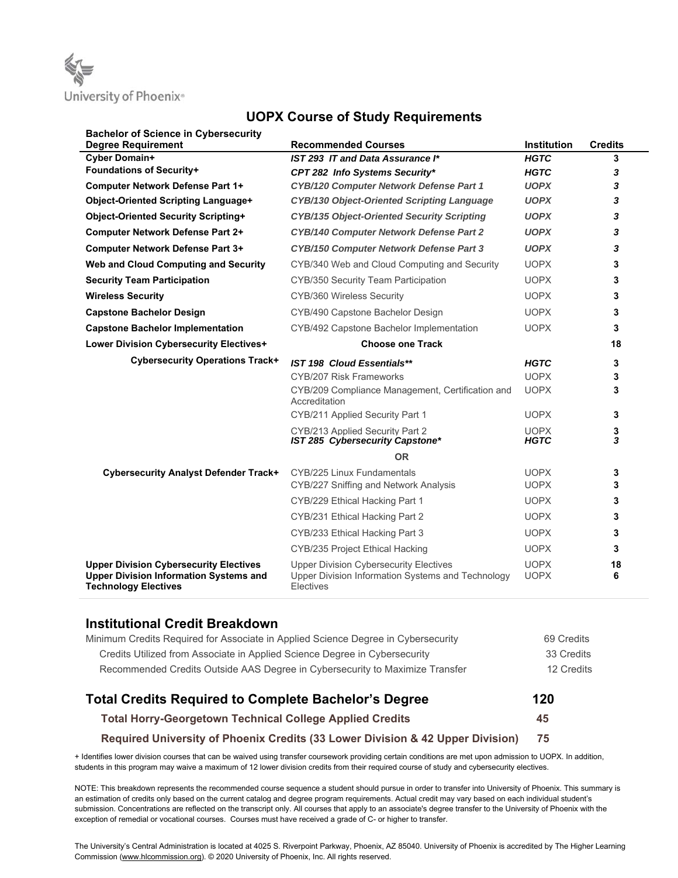University of Phoenix®

## UOPX Course of Study Requirements

| Bachelor of Science in Cybersecurity Degree Requirement | Recommended Courses | Institution | Credits |
|---|---|---|---|
| **Cyber Domain+** | ***IST 293 IT and Data Assurance I**** | ***HGTC*** | **3** |
| **Foundations of Security+** | ***CPT 282 Info Systems Security**** | ***HGTC*** | ***3*** |
| **Computer Network Defense Part 1+** | ***CYB/120 Computer Network Defense Part 1*** | ***UOPX*** | ***3*** |
| **Object-Oriented Scripting Language+** | ***CYB/130 Object-Oriented Scripting Language*** | ***UOPX*** | ***3*** |
| **Object-Oriented Security Scripting+** | ***CYB/135 Object-Oriented Security Scripting*** | ***UOPX*** | ***3*** |
| **Computer Network Defense Part 2+** | ***CYB/140 Computer Network Defense Part 2*** | ***UOPX*** | ***3*** |
| **Computer Network Defense Part 3+** | ***CYB/150 Computer Network Defense Part 3*** | ***UOPX*** | ***3*** |
| **Web and Cloud Computing and Security** | CYB/340 Web and Cloud Computing and Security | UOPX | **3** |
| **Security Team Participation** | CYB/350 Security Team Participation | UOPX | **3** |
| **Wireless Security** | CYB/360 Wireless Security | UOPX | **3** |
| **Capstone Bachelor Design** | CYB/490 Capstone Bachelor Design | UOPX | **3** |
| **Capstone Bachelor Implementation** | CYB/492 Capstone Bachelor Implementation | UOPX | **3** |
| **Lower Division Cybersecurity Electives+** | **Choose one Track** | | **18** |
| **Cybersecurity Operations Track+** | ***IST 198 Cloud Essentials**** | ***HGTC*** | **3** |
| | CYB/207 Risk Frameworks | UOPX | **3** |
| | CYB/209 Compliance Management, Certification and Accreditation | UOPX | **3** |
| | CYB/211 Applied Security Part 1 | UOPX | **3** |
| | CYB/213 Applied Security Part 2 | UOPX | **3** |
| | ***IST 285 Cybersecurity Capstone**** | ***HGTC*** | ***3*** |
| | **OR** | | |
| **Cybersecurity Analyst Defender Track+** | CYB/225 Linux Fundamentals | UOPX | **3** |
| | CYB/227 Sniffing and Network Analysis | UOPX | **3** |
| | CYB/229 Ethical Hacking Part 1 | UOPX | **3** |
| | CYB/231 Ethical Hacking Part 2 | UOPX | **3** |
| | CYB/233 Ethical Hacking Part 3 | UOPX | **3** |
| | CYB/235 Project Ethical Hacking | UOPX | **3** |
| **Upper Division Cybersecurity Electives** | Upper Division Cybersecurity Electives | UOPX | **18** |
| **Upper Division Information Systems and Technology Electives** | Upper Division Information Systems and Technology Electives | UOPX | **6** |

### Institutional Credit Breakdown

| | |
|---|---|
| Minimum Credits Required for Associate in Applied Science Degree in Cybersecurity | 69 Credits |
| Credits Utilized from Associate in Applied Science Degree in Cybersecurity | 33 Credits |
| Recommended Credits Outside AAS Degree in Cybersecurity to Maximize Transfer | 12 Credits |

| | |
|---|---|
| **Total Credits Required to Complete Bachelor's Degree** | **120** |
| **Total Horry-Georgetown Technical College Applied Credits** | **45** |
| **Required University of Phoenix Credits (33 Lower Division & 42 Upper Division)** | **75** |

+ Identifies lower division courses that can be waived using transfer coursework providing certain conditions are met upon admission to UOPX. In addition, students in this program may waive a maximum of 12 lower division credits from their required course of study and cybersecurity electives.

NOTE: This breakdown represents the recommended course sequence a student should pursue in order to transfer into University of Phoenix. This summary is an estimation of credits only based on the current catalog and degree program requirements. Actual credit may vary based on each individual student's submission. Concentrations are reflected on the transcript only. All courses that apply to an associate's degree transfer to the University of Phoenix with the exception of remedial or vocational courses. Courses must have received a grade of C- or higher to transfer.

The University's Central Administration is located at 4025 S. Riverpoint Parkway, Phoenix, AZ 85040. University of Phoenix is accredited by The Higher Learning Commission (www.hlcommission.org). © 2020 University of Phoenix, Inc. All rights reserved.